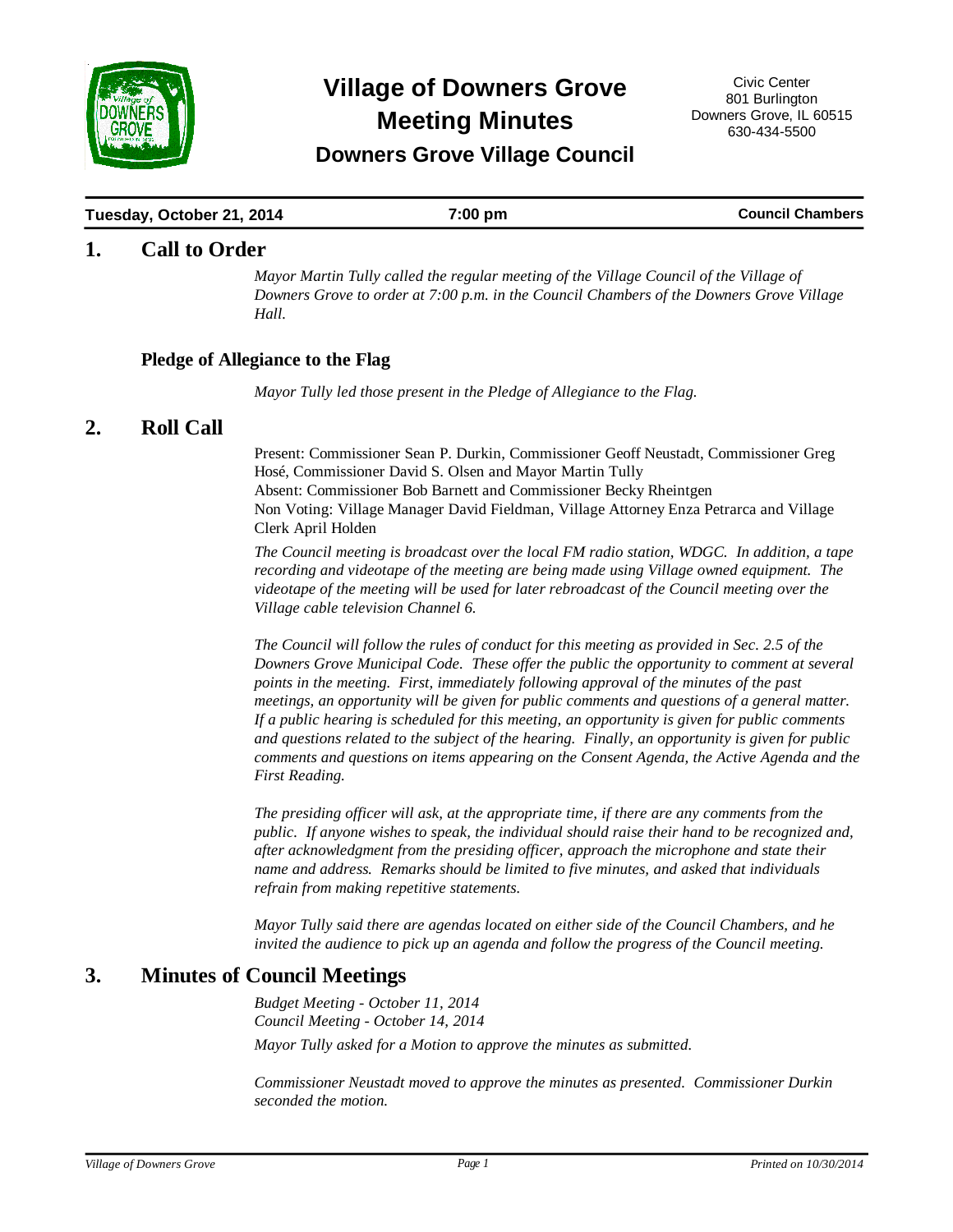# Village of Downers Grove Meeting Minutes

## Downers Grove Village Council

Civic Center
801 Burlington
Downers Grove, IL 60515
630-434-5500

**Tuesday, October 21, 2014** | **7:00 pm** | **Council Chambers**

## 1. Call to Order

*Mayor Martin Tully called the regular meeting of the Village Council of the Village of Downers Grove to order at 7:00 p.m. in the Council Chambers of the Downers Grove Village Hall.*

### Pledge of Allegiance to the Flag

*Mayor Tully led those present in the Pledge of Allegiance to the Flag.*

## 2. Roll Call

Present: Commissioner Sean P. Durkin, Commissioner Geoff Neustadt, Commissioner Greg Hosé, Commissioner David S. Olsen and Mayor Martin Tully
Absent: Commissioner Bob Barnett and Commissioner Becky Rheintgen
Non Voting: Village Manager David Fieldman, Village Attorney Enza Petrarca and Village Clerk April Holden

*The Council meeting is broadcast over the local FM radio station, WDGC. In addition, a tape recording and videotape of the meeting are being made using Village owned equipment. The videotape of the meeting will be used for later rebroadcast of the Council meeting over the Village cable television Channel 6.*

*The Council will follow the rules of conduct for this meeting as provided in Sec. 2.5 of the Downers Grove Municipal Code. These offer the public the opportunity to comment at several points in the meeting. First, immediately following approval of the minutes of the past meetings, an opportunity will be given for public comments and questions of a general matter. If a public hearing is scheduled for this meeting, an opportunity is given for public comments and questions related to the subject of the hearing. Finally, an opportunity is given for public comments and questions on items appearing on the Consent Agenda, the Active Agenda and the First Reading.*

*The presiding officer will ask, at the appropriate time, if there are any comments from the public. If anyone wishes to speak, the individual should raise their hand to be recognized and, after acknowledgment from the presiding officer, approach the microphone and state their name and address. Remarks should be limited to five minutes, and asked that individuals refrain from making repetitive statements.*

*Mayor Tully said there are agendas located on either side of the Council Chambers, and he invited the audience to pick up an agenda and follow the progress of the Council meeting.*

## 3. Minutes of Council Meetings

*Budget Meeting - October 11, 2014*
*Council Meeting - October 14, 2014*

*Mayor Tully asked for a Motion to approve the minutes as submitted.*

*Commissioner Neustadt moved to approve the minutes as presented. Commissioner Durkin seconded the motion.*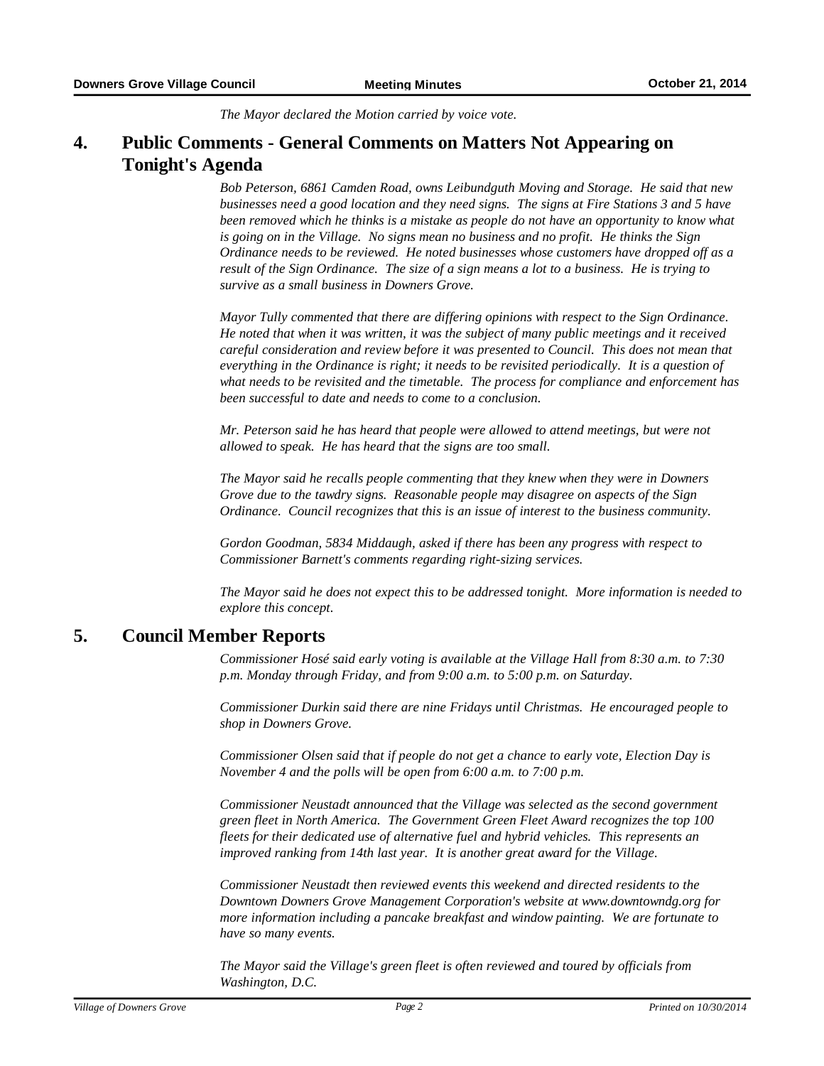*The Mayor declared the Motion carried by voice vote.*

## 4. Public Comments - General Comments on Matters Not Appearing on Tonight's Agenda

*Bob Peterson, 6861 Camden Road, owns Leibundguth Moving and Storage. He said that new businesses need a good location and they need signs. The signs at Fire Stations 3 and 5 have been removed which he thinks is a mistake as people do not have an opportunity to know what is going on in the Village. No signs mean no business and no profit. He thinks the Sign Ordinance needs to be reviewed. He noted businesses whose customers have dropped off as a result of the Sign Ordinance. The size of a sign means a lot to a business. He is trying to survive as a small business in Downers Grove.*

*Mayor Tully commented that there are differing opinions with respect to the Sign Ordinance. He noted that when it was written, it was the subject of many public meetings and it received careful consideration and review before it was presented to Council. This does not mean that everything in the Ordinance is right; it needs to be revisited periodically. It is a question of what needs to be revisited and the timetable. The process for compliance and enforcement has been successful to date and needs to come to a conclusion.*

*Mr. Peterson said he has heard that people were allowed to attend meetings, but were not allowed to speak. He has heard that the signs are too small.*

*The Mayor said he recalls people commenting that they knew when they were in Downers Grove due to the tawdry signs. Reasonable people may disagree on aspects of the Sign Ordinance. Council recognizes that this is an issue of interest to the business community.*

*Gordon Goodman, 5834 Middaugh, asked if there has been any progress with respect to Commissioner Barnett's comments regarding right-sizing services.*

*The Mayor said he does not expect this to be addressed tonight. More information is needed to explore this concept.*

## 5. Council Member Reports

*Commissioner Hosé said early voting is available at the Village Hall from 8:30 a.m. to 7:30 p.m. Monday through Friday, and from 9:00 a.m. to 5:00 p.m. on Saturday.*

*Commissioner Durkin said there are nine Fridays until Christmas. He encouraged people to shop in Downers Grove.*

*Commissioner Olsen said that if people do not get a chance to early vote, Election Day is November 4 and the polls will be open from 6:00 a.m. to 7:00 p.m.*

*Commissioner Neustadt announced that the Village was selected as the second government green fleet in North America. The Government Green Fleet Award recognizes the top 100 fleets for their dedicated use of alternative fuel and hybrid vehicles. This represents an improved ranking from 14th last year. It is another great award for the Village.*

*Commissioner Neustadt then reviewed events this weekend and directed residents to the Downtown Downers Grove Management Corporation's website at www.downtowndg.org for more information including a pancake breakfast and window painting. We are fortunate to have so many events.*

*The Mayor said the Village's green fleet is often reviewed and toured by officials from Washington, D.C.*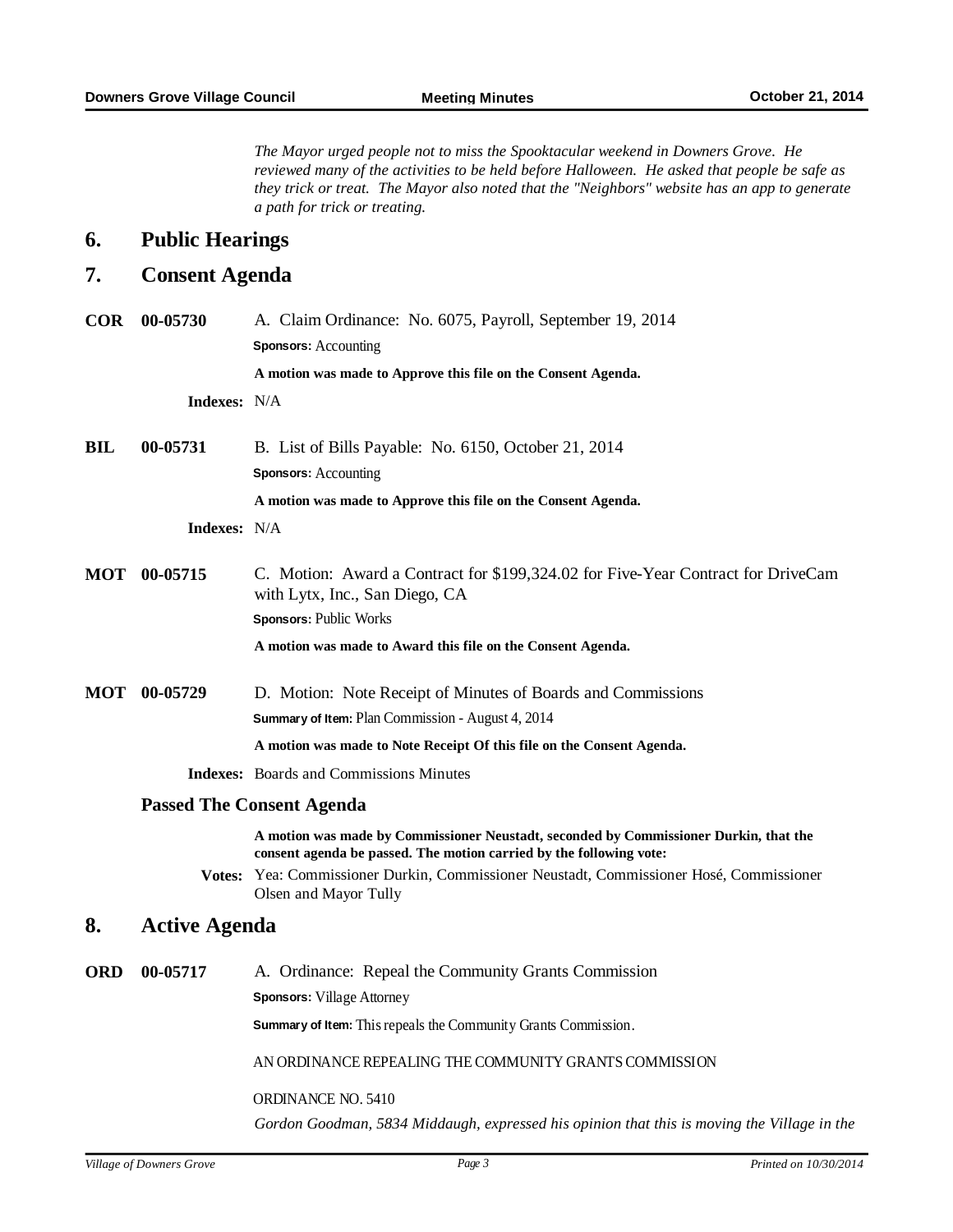*The Mayor urged people not to miss the Spooktacular weekend in Downers Grove. He reviewed many of the activities to be held before Halloween. He asked that people be safe as they trick or treat. The Mayor also noted that the "Neighbors" website has an app to generate a path for trick or treating.*

## 6. Public Hearings

## 7. Consent Agenda

**COR 00-05730** A. Claim Ordinance: No. 6075, Payroll, September 19, 2014

**Sponsors:** Accounting

**A motion was made to Approve this file on the Consent Agenda.**

**Indexes:** N/A

**BIL 00-05731** B. List of Bills Payable: No. 6150, October 21, 2014

**Sponsors:** Accounting

**A motion was made to Approve this file on the Consent Agenda.**

**Indexes:** N/A

**MOT 00-05715** C. Motion: Award a Contract for $199,324.02 for Five-Year Contract for DriveCam with Lytx, Inc., San Diego, CA

**Sponsors:** Public Works

**A motion was made to Award this file on the Consent Agenda.**

**MOT 00-05729** D. Motion: Note Receipt of Minutes of Boards and Commissions

**Summary of Item:** Plan Commission - August 4, 2014

**A motion was made to Note Receipt Of this file on the Consent Agenda.**

**Indexes:** Boards and Commissions Minutes

### Passed The Consent Agenda

**A motion was made by Commissioner Neustadt, seconded by Commissioner Durkin, that the consent agenda be passed. The motion carried by the following vote:**

**Votes:** Yea: Commissioner Durkin, Commissioner Neustadt, Commissioner Hosé, Commissioner Olsen and Mayor Tully

## 8. Active Agenda

**ORD 00-05717** A. Ordinance: Repeal the Community Grants Commission

**Sponsors:** Village Attorney

**Summary of Item:** This repeals the Community Grants Commission.

AN ORDINANCE REPEALING THE COMMUNITY GRANTS COMMISSION

ORDINANCE NO. 5410

*Gordon Goodman, 5834 Middaugh, expressed his opinion that this is moving the Village in the*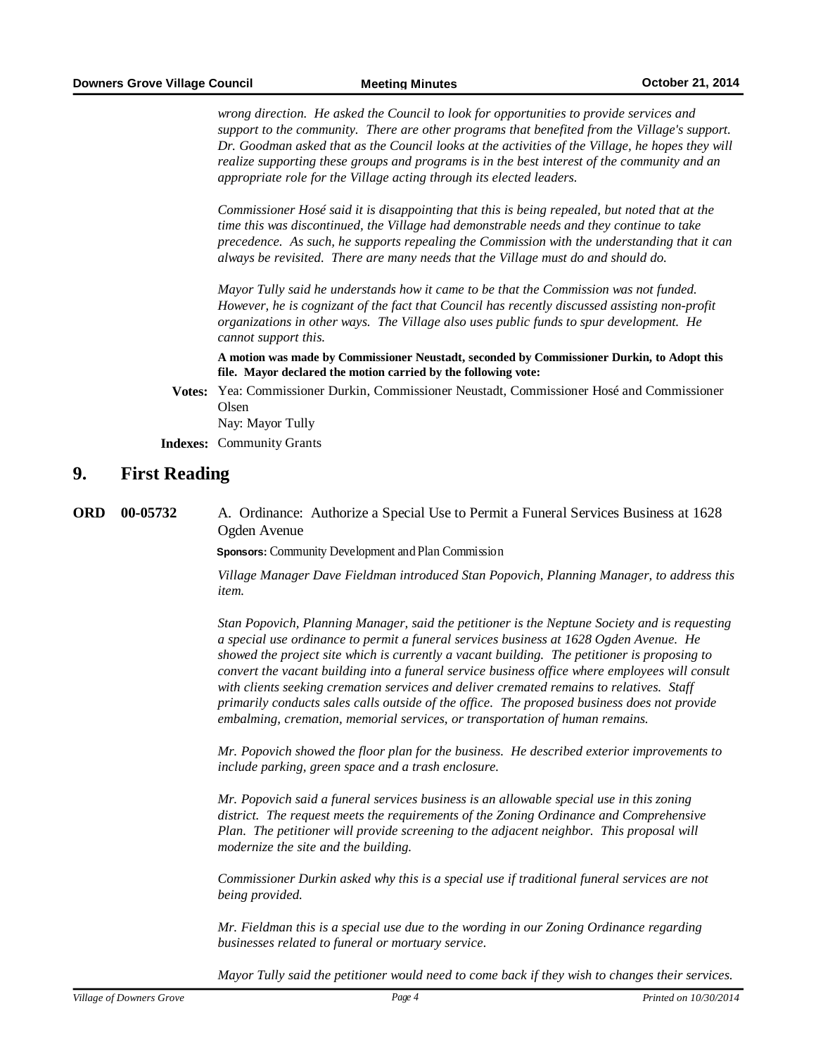*wrong direction. He asked the Council to look for opportunities to provide services and support to the community. There are other programs that benefited from the Village's support. Dr. Goodman asked that as the Council looks at the activities of the Village, he hopes they will realize supporting these groups and programs is in the best interest of the community and an appropriate role for the Village acting through its elected leaders.*

*Commissioner Hosé said it is disappointing that this is being repealed, but noted that at the time this was discontinued, the Village had demonstrable needs and they continue to take precedence. As such, he supports repealing the Commission with the understanding that it can always be revisited. There are many needs that the Village must do and should do.*

*Mayor Tully said he understands how it came to be that the Commission was not funded. However, he is cognizant of the fact that Council has recently discussed assisting non-profit organizations in other ways. The Village also uses public funds to spur development. He cannot support this.*

**A motion was made by Commissioner Neustadt, seconded by Commissioner Durkin, to Adopt this file. Mayor declared the motion carried by the following vote:**

**Votes:** Yea: Commissioner Durkin, Commissioner Neustadt, Commissioner Hosé and Commissioner Olsen

Nay: Mayor Tully

**Indexes:** Community Grants

## 9. First Reading

**ORD 00-05732** A. Ordinance: Authorize a Special Use to Permit a Funeral Services Business at 1628 Ogden Avenue

**Sponsors:** Community Development and Plan Commission

*Village Manager Dave Fieldman introduced Stan Popovich, Planning Manager, to address this item.*

*Stan Popovich, Planning Manager, said the petitioner is the Neptune Society and is requesting a special use ordinance to permit a funeral services business at 1628 Ogden Avenue. He showed the project site which is currently a vacant building. The petitioner is proposing to convert the vacant building into a funeral service business office where employees will consult with clients seeking cremation services and deliver cremated remains to relatives. Staff primarily conducts sales calls outside of the office. The proposed business does not provide embalming, cremation, memorial services, or transportation of human remains.*

*Mr. Popovich showed the floor plan for the business. He described exterior improvements to include parking, green space and a trash enclosure.*

*Mr. Popovich said a funeral services business is an allowable special use in this zoning district. The request meets the requirements of the Zoning Ordinance and Comprehensive Plan. The petitioner will provide screening to the adjacent neighbor. This proposal will modernize the site and the building.*

*Commissioner Durkin asked why this is a special use if traditional funeral services are not being provided.*

*Mr. Fieldman this is a special use due to the wording in our Zoning Ordinance regarding businesses related to funeral or mortuary service.*

*Mayor Tully said the petitioner would need to come back if they wish to changes their services.*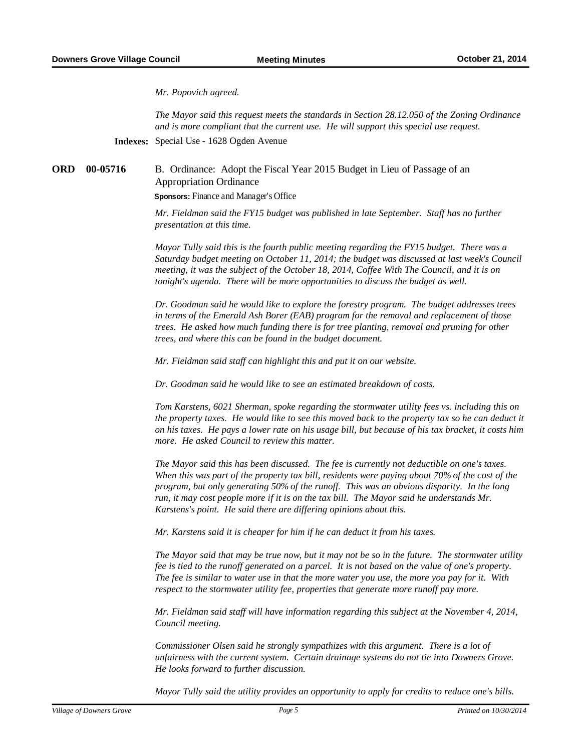*Mr. Popovich agreed.*

*The Mayor said this request meets the standards in Section 28.12.050 of the Zoning Ordinance and is more compliant that the current use. He will support this special use request.*

**Indexes:** Special Use - 1628 Ogden Avenue

**ORD 00-05716** B. Ordinance: Adopt the Fiscal Year 2015 Budget in Lieu of Passage of an Appropriation Ordinance

**Sponsors:** Finance and Manager's Office

*Mr. Fieldman said the FY15 budget was published in late September. Staff has no further presentation at this time.*

*Mayor Tully said this is the fourth public meeting regarding the FY15 budget. There was a Saturday budget meeting on October 11, 2014; the budget was discussed at last week's Council meeting, it was the subject of the October 18, 2014, Coffee With The Council, and it is on tonight's agenda. There will be more opportunities to discuss the budget as well.*

*Dr. Goodman said he would like to explore the forestry program. The budget addresses trees in terms of the Emerald Ash Borer (EAB) program for the removal and replacement of those trees. He asked how much funding there is for tree planting, removal and pruning for other trees, and where this can be found in the budget document.*

*Mr. Fieldman said staff can highlight this and put it on our website.*

*Dr. Goodman said he would like to see an estimated breakdown of costs.*

*Tom Karstens, 6021 Sherman, spoke regarding the stormwater utility fees vs. including this on the property taxes. He would like to see this moved back to the property tax so he can deduct it on his taxes. He pays a lower rate on his usage bill, but because of his tax bracket, it costs him more. He asked Council to review this matter.*

*The Mayor said this has been discussed. The fee is currently not deductible on one's taxes. When this was part of the property tax bill, residents were paying about 70% of the cost of the program, but only generating 50% of the runoff. This was an obvious disparity. In the long run, it may cost people more if it is on the tax bill. The Mayor said he understands Mr. Karstens's point. He said there are differing opinions about this.*

*Mr. Karstens said it is cheaper for him if he can deduct it from his taxes.*

*The Mayor said that may be true now, but it may not be so in the future. The stormwater utility fee is tied to the runoff generated on a parcel. It is not based on the value of one's property. The fee is similar to water use in that the more water you use, the more you pay for it. With respect to the stormwater utility fee, properties that generate more runoff pay more.*

*Mr. Fieldman said staff will have information regarding this subject at the November 4, 2014, Council meeting.*

*Commissioner Olsen said he strongly sympathizes with this argument. There is a lot of unfairness with the current system. Certain drainage systems do not tie into Downers Grove. He looks forward to further discussion.*

*Mayor Tully said the utility provides an opportunity to apply for credits to reduce one's bills.*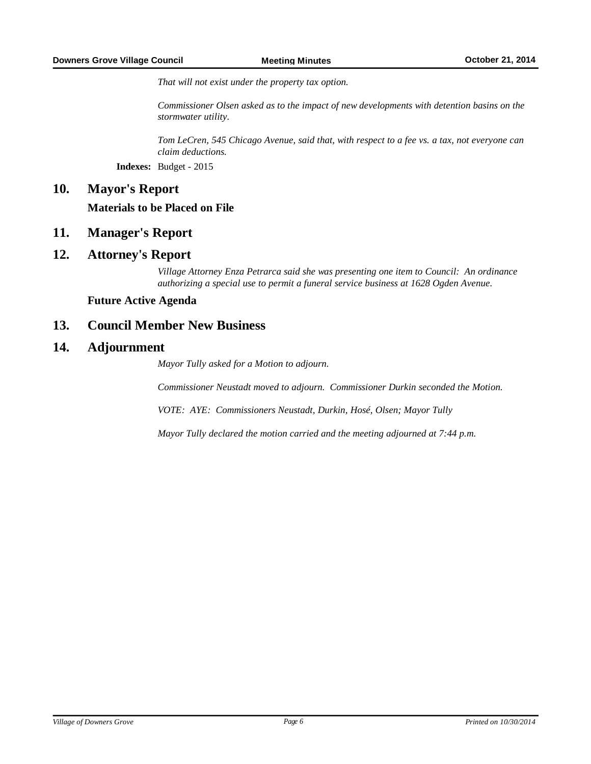*That will not exist under the property tax option.*

*Commissioner Olsen asked as to the impact of new developments with detention basins on the stormwater utility.*

*Tom LeCren, 545 Chicago Avenue, said that, with respect to a fee vs. a tax, not everyone can claim deductions.*

**Indexes:** Budget - 2015

## 10. Mayor's Report

### Materials to be Placed on File

## 11. Manager's Report

## 12. Attorney's Report

*Village Attorney Enza Petrarca said she was presenting one item to Council: An ordinance authorizing a special use to permit a funeral service business at 1628 Ogden Avenue.*

### Future Active Agenda

## 13. Council Member New Business

## 14. Adjournment

*Mayor Tully asked for a Motion to adjourn.*

*Commissioner Neustadt moved to adjourn. Commissioner Durkin seconded the Motion.*

*VOTE: AYE: Commissioners Neustadt, Durkin, Hosé, Olsen; Mayor Tully*

*Mayor Tully declared the motion carried and the meeting adjourned at 7:44 p.m.*